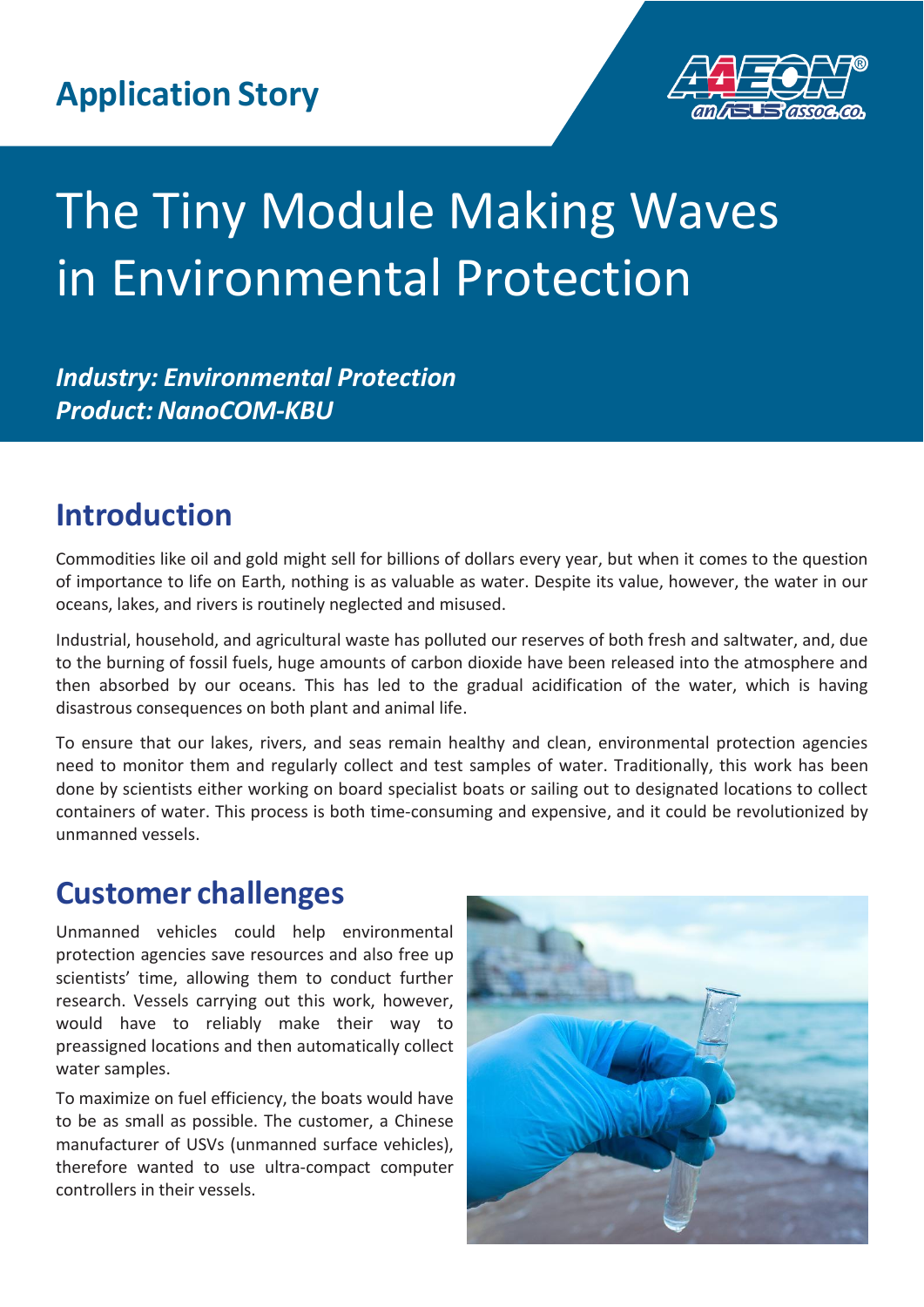# Application Story

# The Tiny Module Making Waves in Environmental Protection

***Industry: Environmental Protection***
***Product: NanoCOM-KBU***

## Introduction

Commodities like oil and gold might sell for billions of dollars every year, but when it comes to the question of importance to life on Earth, nothing is as valuable as water. Despite its value, however, the water in our oceans, lakes, and rivers is routinely neglected and misused.

Industrial, household, and agricultural waste has polluted our reserves of both fresh and saltwater, and, due to the burning of fossil fuels, huge amounts of carbon dioxide have been released into the atmosphere and then absorbed by our oceans. This has led to the gradual acidification of the water, which is having disastrous consequences on both plant and animal life.

To ensure that our lakes, rivers, and seas remain healthy and clean, environmental protection agencies need to monitor them and regularly collect and test samples of water. Traditionally, this work has been done by scientists either working on board specialist boats or sailing out to designated locations to collect containers of water. This process is both time-consuming and expensive, and it could be revolutionized by unmanned vessels.

## Customer challenges

Unmanned vehicles could help environmental protection agencies save resources and also free up scientists' time, allowing them to conduct further research. Vessels carrying out this work, however, would have to reliably make their way to preassigned locations and then automatically collect water samples.

To maximize on fuel efficiency, the boats would have to be as small as possible. The customer, a Chinese manufacturer of USVs (unmanned surface vehicles), therefore wanted to use ultra-compact computer controllers in their vessels.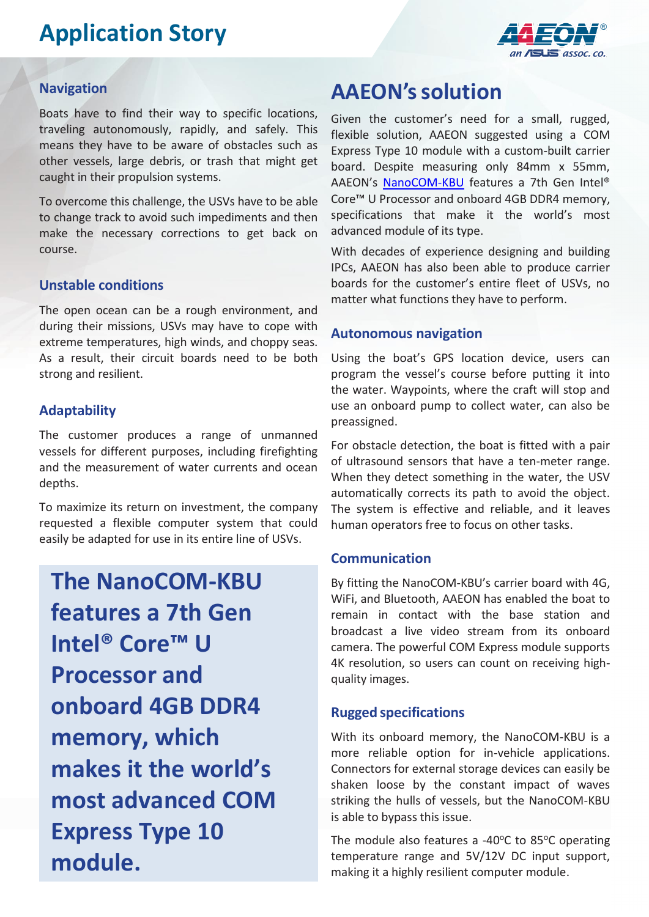### Navigation

Boats have to find their way to specific locations, traveling autonomously, rapidly, and safely. This means they have to be aware of obstacles such as other vessels, large debris, or trash that might get caught in their propulsion systems.

To overcome this challenge, the USVs have to be able to change track to avoid such impediments and then make the necessary corrections to get back on course.

### Unstable conditions

The open ocean can be a rough environment, and during their missions, USVs may have to cope with extreme temperatures, high winds, and choppy seas. As a result, their circuit boards need to be both strong and resilient.

### Adaptability

The customer produces a range of unmanned vessels for different purposes, including firefighting and the measurement of water currents and ocean depths.

To maximize its return on investment, the company requested a flexible computer system that could easily be adapted for use in its entire line of USVs.

**The NanoCOM-KBU features a 7th Gen Intel® Core™ U Processor and onboard 4GB DDR4 memory, which makes it the world's most advanced COM Express Type 10 module.**

## AAEON's solution

Given the customer's need for a small, rugged, flexible solution, AAEON suggested using a COM Express Type 10 module with a custom-built carrier board. Despite measuring only 84mm x 55mm, AAEON's NanoCOM-KBU features a 7th Gen Intel® Core™ U Processor and onboard 4GB DDR4 memory, specifications that make it the world's most advanced module of its type.

With decades of experience designing and building IPCs, AAEON has also been able to produce carrier boards for the customer's entire fleet of USVs, no matter what functions they have to perform.

### Autonomous navigation

Using the boat's GPS location device, users can program the vessel's course before putting it into the water. Waypoints, where the craft will stop and use an onboard pump to collect water, can also be preassigned.

For obstacle detection, the boat is fitted with a pair of ultrasound sensors that have a ten-meter range. When they detect something in the water, the USV automatically corrects its path to avoid the object. The system is effective and reliable, and it leaves human operators free to focus on other tasks.

### Communication

By fitting the NanoCOM-KBU's carrier board with 4G, WiFi, and Bluetooth, AAEON has enabled the boat to remain in contact with the base station and broadcast a live video stream from its onboard camera. The powerful COM Express module supports 4K resolution, so users can count on receiving high-quality images.

### Rugged specifications

With its onboard memory, the NanoCOM-KBU is a more reliable option for in-vehicle applications. Connectors for external storage devices can easily be shaken loose by the constant impact of waves striking the hulls of vessels, but the NanoCOM-KBU is able to bypass this issue.

The module also features a -40°C to 85°C operating temperature range and 5V/12V DC input support, making it a highly resilient computer module.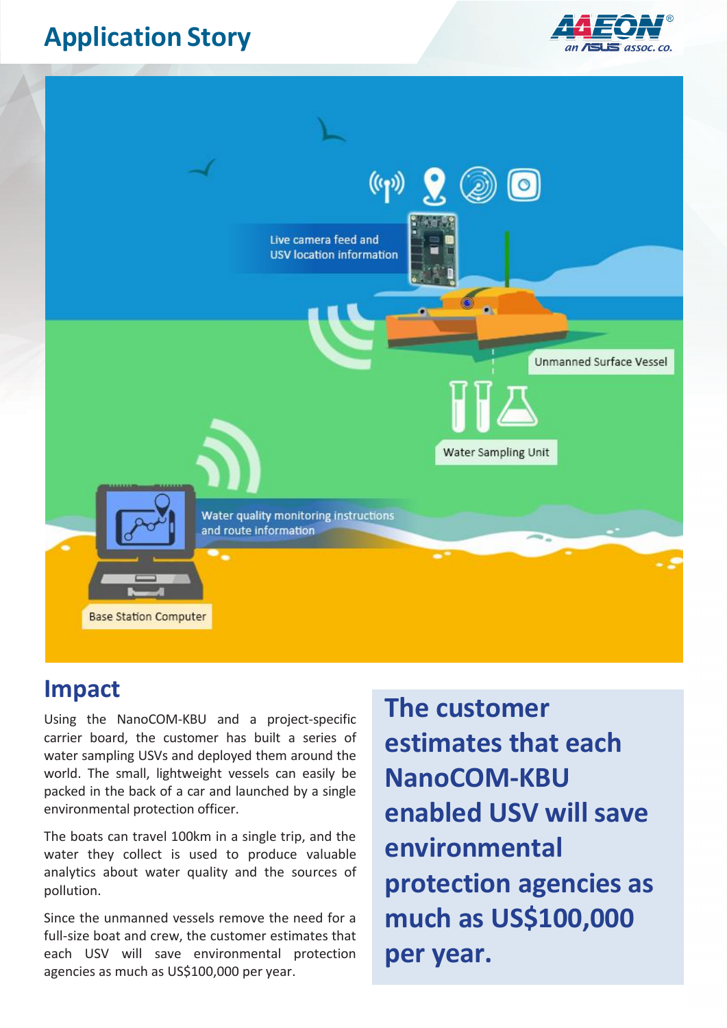## Impact

Using the NanoCOM-KBU and a project-specific carrier board, the customer has built a series of water sampling USVs and deployed them around the world. The small, lightweight vessels can easily be packed in the back of a car and launched by a single environmental protection officer.

The boats can travel 100km in a single trip, and the water they collect is used to produce valuable analytics about water quality and the sources of pollution.

Since the unmanned vessels remove the need for a full-size boat and crew, the customer estimates that each USV will save environmental protection agencies as much as US$100,000 per year.

**The customer estimates that each NanoCOM-KBU enabled USV will save environmental protection agencies as much as US$100,000 per year.**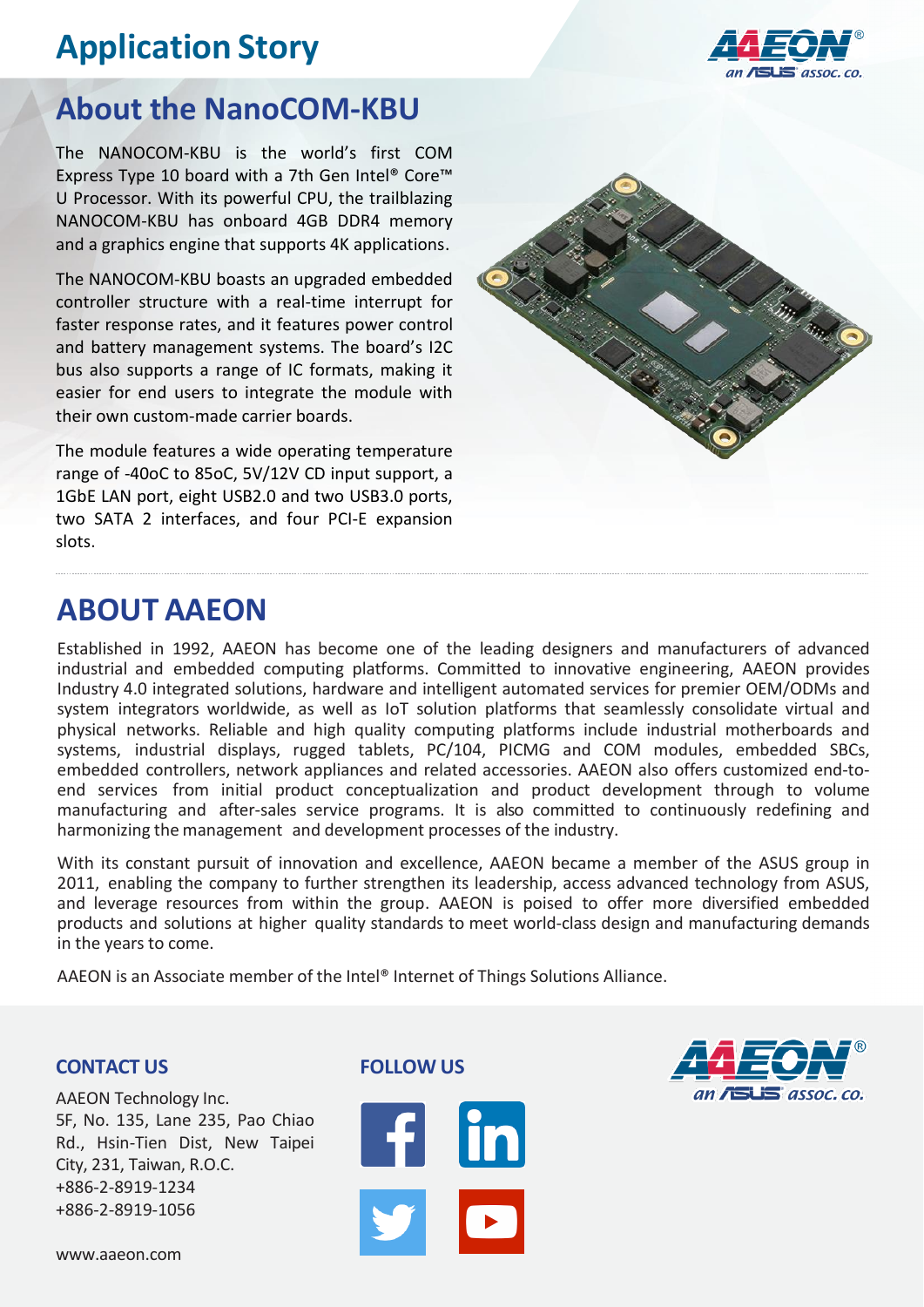# Application Story

## About the NanoCOM-KBU

The NANOCOM-KBU is the world's first COM Express Type 10 board with a 7th Gen Intel® Core™ U Processor. With its powerful CPU, the trailblazing NANOCOM-KBU has onboard 4GB DDR4 memory and a graphics engine that supports 4K applications.

The NANOCOM-KBU boasts an upgraded embedded controller structure with a real-time interrupt for faster response rates, and it features power control and battery management systems. The board's I2C bus also supports a range of IC formats, making it easier for end users to integrate the module with their own custom-made carrier boards.

The module features a wide operating temperature range of -40oC to 85oC, 5V/12V CD input support, a 1GbE LAN port, eight USB2.0 and two USB3.0 ports, two SATA 2 interfaces, and four PCI-E expansion slots.

## ABOUT AAEON

Established in 1992, AAEON has become one of the leading designers and manufacturers of advanced industrial and embedded computing platforms. Committed to innovative engineering, AAEON provides Industry 4.0 integrated solutions, hardware and intelligent automated services for premier OEM/ODMs and system integrators worldwide, as well as IoT solution platforms that seamlessly consolidate virtual and physical networks. Reliable and high quality computing platforms include industrial motherboards and systems, industrial displays, rugged tablets, PC/104, PICMG and COM modules, embedded SBCs, embedded controllers, network appliances and related accessories. AAEON also offers customized end-to-end services from initial product conceptualization and product development through to volume manufacturing and after-sales service programs. It is also committed to continuously redefining and harmonizing the management and development processes of the industry.

With its constant pursuit of innovation and excellence, AAEON became a member of the ASUS group in 2011, enabling the company to further strengthen its leadership, access advanced technology from ASUS, and leverage resources from within the group. AAEON is poised to offer more diversified embedded products and solutions at higher quality standards to meet world-class design and manufacturing demands in the years to come.

AAEON is an Associate member of the Intel® Internet of Things Solutions Alliance.

### CONTACT US

AAEON Technology Inc.
5F, No. 135, Lane 235, Pao Chiao Rd., Hsin-Tien Dist, New Taipei City, 231, Taiwan, R.O.C.
+886-2-8919-1234
+886-2-8919-1056

www.aaeon.com

### FOLLOW US